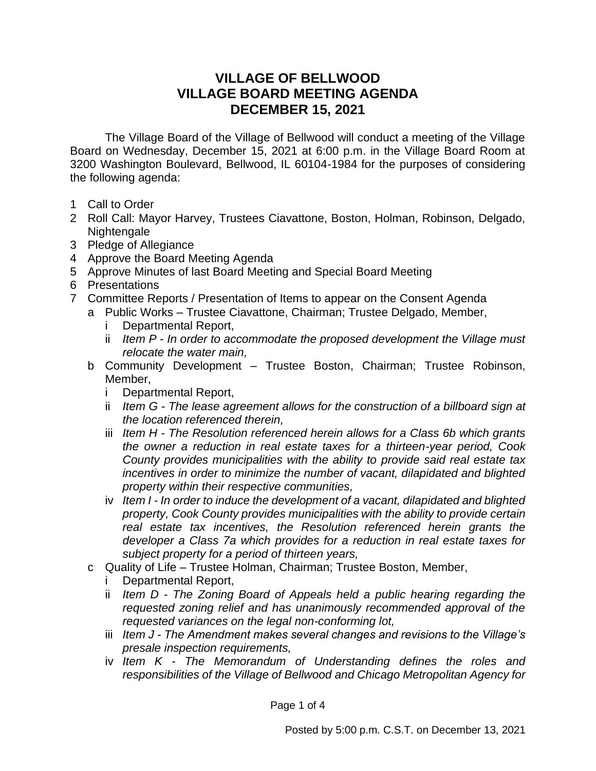# VILLAGE OF BELLWOOD
# VILLAGE BOARD MEETING AGENDA
# DECEMBER 15, 2021

The Village Board of the Village of Bellwood will conduct a meeting of the Village Board on Wednesday, December 15, 2021 at 6:00 p.m. in the Village Board Room at 3200 Washington Boulevard, Bellwood, IL 60104-1984 for the purposes of considering the following agenda:

1 Call to Order
2 Roll Call: Mayor Harvey, Trustees Ciavattone, Boston, Holman, Robinson, Delgado, Nightengale
3 Pledge of Allegiance
4 Approve the Board Meeting Agenda
5 Approve Minutes of last Board Meeting and Special Board Meeting
6 Presentations
7 Committee Reports / Presentation of Items to appear on the Consent Agenda
   - a Public Works – Trustee Ciavattone, Chairman; Trustee Delgado, Member,
      - i Departmental Report,
      - ii *Item P - In order to accommodate the proposed development the Village must relocate the water main,*
   - b Community Development – Trustee Boston, Chairman; Trustee Robinson, Member,
      - i Departmental Report,
      - ii *Item G - The lease agreement allows for the construction of a billboard sign at the location referenced therein,*
      - iii *Item H - The Resolution referenced herein allows for a Class 6b which grants the owner a reduction in real estate taxes for a thirteen-year period, Cook County provides municipalities with the ability to provide said real estate tax incentives in order to minimize the number of vacant, dilapidated and blighted property within their respective communities,*
      - iv *Item I - In order to induce the development of a vacant, dilapidated and blighted property, Cook County provides municipalities with the ability to provide certain real estate tax incentives, the Resolution referenced herein grants the developer a Class 7a which provides for a reduction in real estate taxes for subject property for a period of thirteen years,*
   - c Quality of Life – Trustee Holman, Chairman; Trustee Boston, Member,
      - i Departmental Report,
      - ii *Item D - The Zoning Board of Appeals held a public hearing regarding the requested zoning relief and has unanimously recommended approval of the requested variances on the legal non-conforming lot,*
      - iii *Item J - The Amendment makes several changes and revisions to the Village's presale inspection requirements,*
      - iv *Item K - The Memorandum of Understanding defines the roles and responsibilities of the Village of Bellwood and Chicago Metropolitan Agency for*

Posted by 5:00 p.m. C.S.T. on December 13, 2021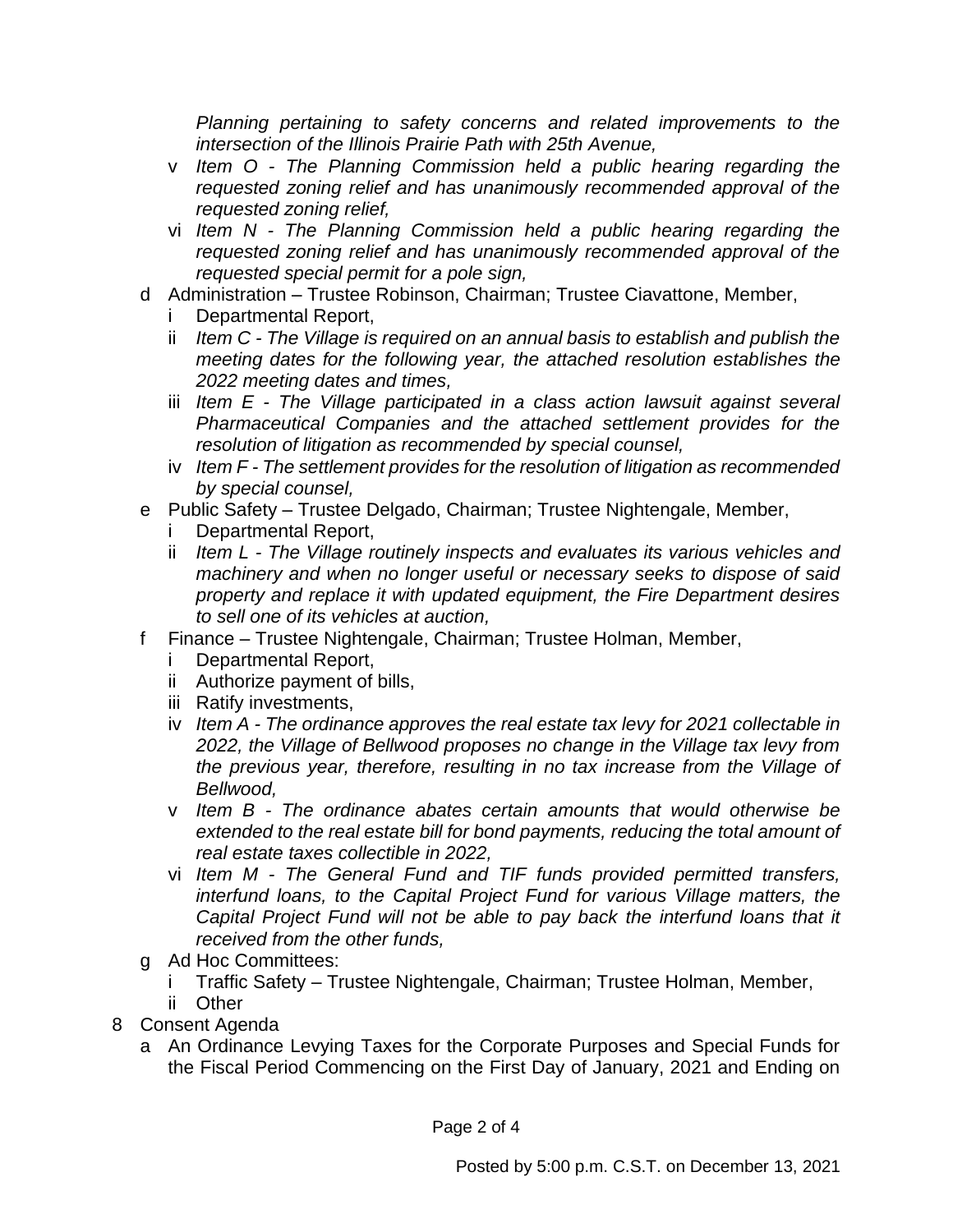*Planning pertaining to safety concerns and related improvements to the intersection of the Illinois Prairie Path with 25th Avenue,*

- v *Item O - The Planning Commission held a public hearing regarding the requested zoning relief and has unanimously recommended approval of the requested zoning relief,*
- vi *Item N - The Planning Commission held a public hearing regarding the requested zoning relief and has unanimously recommended approval of the requested special permit for a pole sign,*

- d Administration – Trustee Robinson, Chairman; Trustee Ciavattone, Member,
  - i Departmental Report,
  - ii *Item C - The Village is required on an annual basis to establish and publish the meeting dates for the following year, the attached resolution establishes the 2022 meeting dates and times,*
  - iii *Item E - The Village participated in a class action lawsuit against several Pharmaceutical Companies and the attached settlement provides for the resolution of litigation as recommended by special counsel,*
  - iv *Item F - The settlement provides for the resolution of litigation as recommended by special counsel,*
- e Public Safety – Trustee Delgado, Chairman; Trustee Nightengale, Member,
  - i Departmental Report,
  - ii *Item L - The Village routinely inspects and evaluates its various vehicles and machinery and when no longer useful or necessary seeks to dispose of said property and replace it with updated equipment, the Fire Department desires to sell one of its vehicles at auction,*
- f Finance – Trustee Nightengale, Chairman; Trustee Holman, Member,
  - i Departmental Report,
  - ii Authorize payment of bills,
  - iii Ratify investments,
  - iv *Item A - The ordinance approves the real estate tax levy for 2021 collectable in 2022, the Village of Bellwood proposes no change in the Village tax levy from the previous year, therefore, resulting in no tax increase from the Village of Bellwood,*
  - v *Item B - The ordinance abates certain amounts that would otherwise be extended to the real estate bill for bond payments, reducing the total amount of real estate taxes collectible in 2022,*
  - vi *Item M - The General Fund and TIF funds provided permitted transfers, interfund loans, to the Capital Project Fund for various Village matters, the Capital Project Fund will not be able to pay back the interfund loans that it received from the other funds,*
- g Ad Hoc Committees:
  - i Traffic Safety – Trustee Nightengale, Chairman; Trustee Holman, Member,
  - ii Other

8 Consent Agenda

- a An Ordinance Levying Taxes for the Corporate Purposes and Special Funds for the Fiscal Period Commencing on the First Day of January, 2021 and Ending on

Posted by 5:00 p.m. C.S.T. on December 13, 2021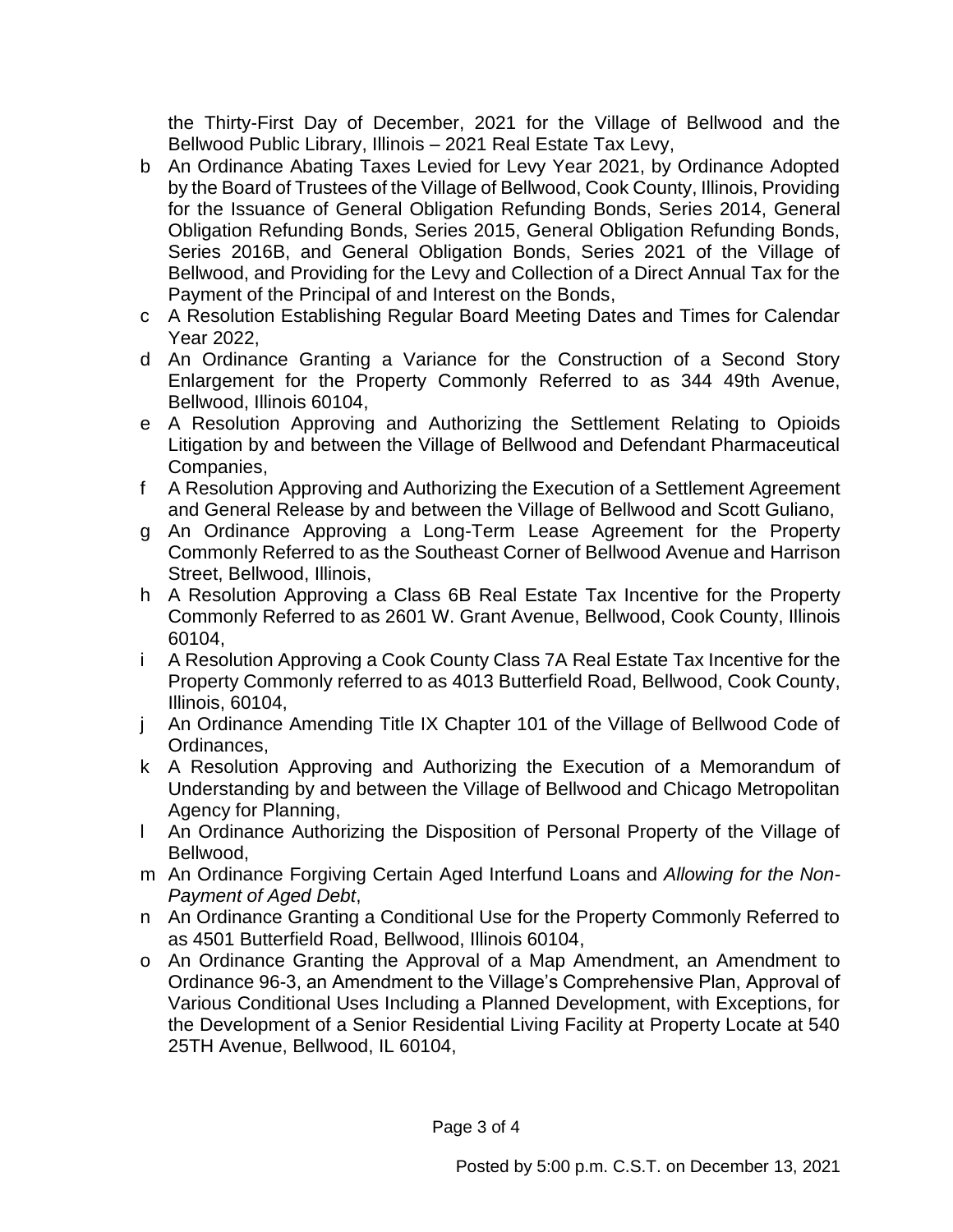the Thirty-First Day of December, 2021 for the Village of Bellwood and the Bellwood Public Library, Illinois – 2021 Real Estate Tax Levy,

b An Ordinance Abating Taxes Levied for Levy Year 2021, by Ordinance Adopted by the Board of Trustees of the Village of Bellwood, Cook County, Illinois, Providing for the Issuance of General Obligation Refunding Bonds, Series 2014, General Obligation Refunding Bonds, Series 2015, General Obligation Refunding Bonds, Series 2016B, and General Obligation Bonds, Series 2021 of the Village of Bellwood, and Providing for the Levy and Collection of a Direct Annual Tax for the Payment of the Principal of and Interest on the Bonds,

c A Resolution Establishing Regular Board Meeting Dates and Times for Calendar Year 2022,

d An Ordinance Granting a Variance for the Construction of a Second Story Enlargement for the Property Commonly Referred to as 344 49th Avenue, Bellwood, Illinois 60104,

e A Resolution Approving and Authorizing the Settlement Relating to Opioids Litigation by and between the Village of Bellwood and Defendant Pharmaceutical Companies,

f A Resolution Approving and Authorizing the Execution of a Settlement Agreement and General Release by and between the Village of Bellwood and Scott Guliano,

g An Ordinance Approving a Long-Term Lease Agreement for the Property Commonly Referred to as the Southeast Corner of Bellwood Avenue and Harrison Street, Bellwood, Illinois,

h A Resolution Approving a Class 6B Real Estate Tax Incentive for the Property Commonly Referred to as 2601 W. Grant Avenue, Bellwood, Cook County, Illinois 60104,

i A Resolution Approving a Cook County Class 7A Real Estate Tax Incentive for the Property Commonly referred to as 4013 Butterfield Road, Bellwood, Cook County, Illinois, 60104,

j An Ordinance Amending Title IX Chapter 101 of the Village of Bellwood Code of Ordinances,

k A Resolution Approving and Authorizing the Execution of a Memorandum of Understanding by and between the Village of Bellwood and Chicago Metropolitan Agency for Planning,

l An Ordinance Authorizing the Disposition of Personal Property of the Village of Bellwood,

m An Ordinance Forgiving Certain Aged Interfund Loans and *Allowing for the Non-Payment of Aged Debt*,

n An Ordinance Granting a Conditional Use for the Property Commonly Referred to as 4501 Butterfield Road, Bellwood, Illinois 60104,

o An Ordinance Granting the Approval of a Map Amendment, an Amendment to Ordinance 96-3, an Amendment to the Village's Comprehensive Plan, Approval of Various Conditional Uses Including a Planned Development, with Exceptions, for the Development of a Senior Residential Living Facility at Property Locate at 540 25TH Avenue, Bellwood, IL 60104,

Posted by 5:00 p.m. C.S.T. on December 13, 2021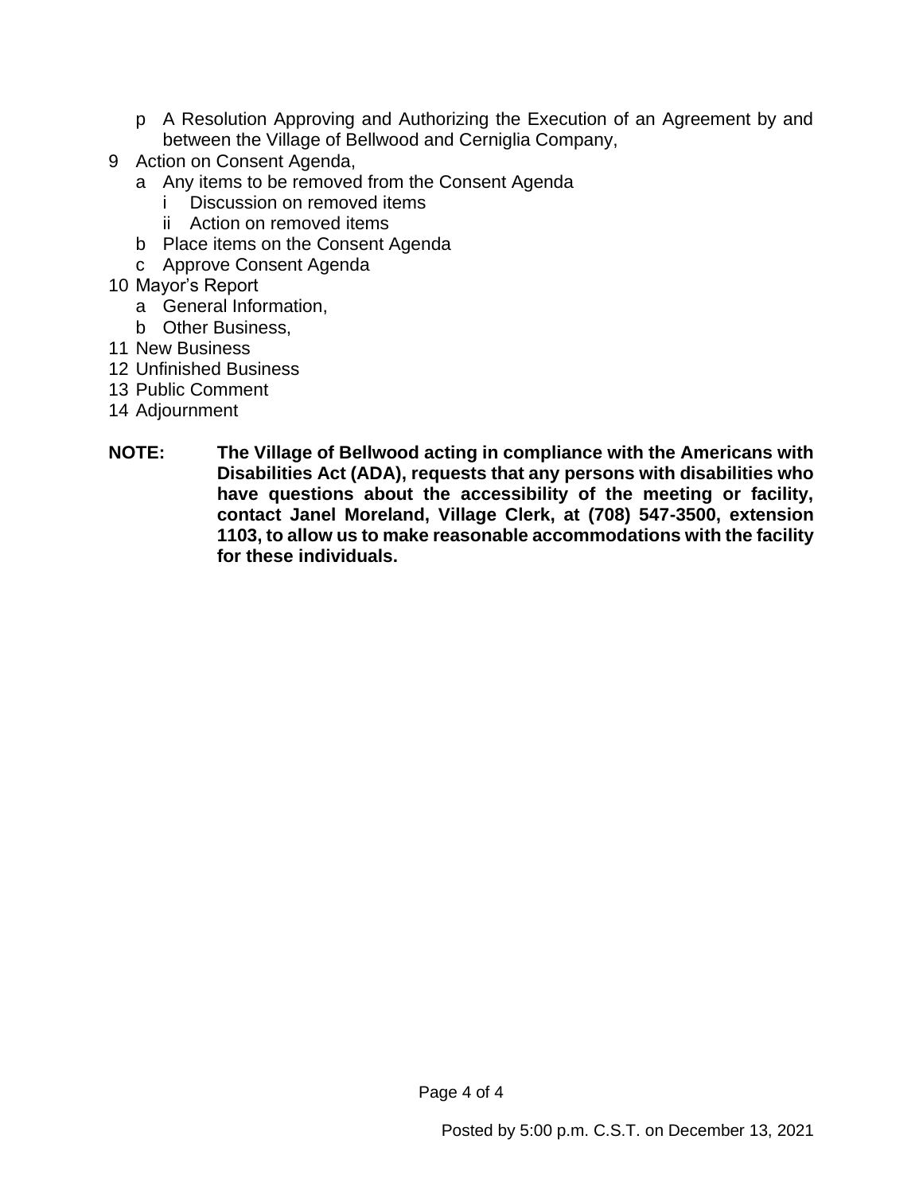- p A Resolution Approving and Authorizing the Execution of an Agreement by and between the Village of Bellwood and Cerniglia Company,

9 Action on Consent Agenda,
   - a Any items to be removed from the Consent Agenda
      - i Discussion on removed items
      - ii Action on removed items
   - b Place items on the Consent Agenda
   - c Approve Consent Agenda

10 Mayor's Report
   - a General Information,
   - b Other Business,

11 New Business

12 Unfinished Business

13 Public Comment

14 Adjournment

**NOTE: The Village of Bellwood acting in compliance with the Americans with Disabilities Act (ADA), requests that any persons with disabilities who have questions about the accessibility of the meeting or facility, contact Janel Moreland, Village Clerk, at (708) 547-3500, extension 1103, to allow us to make reasonable accommodations with the facility for these individuals.**

Posted by 5:00 p.m. C.S.T. on December 13, 2021